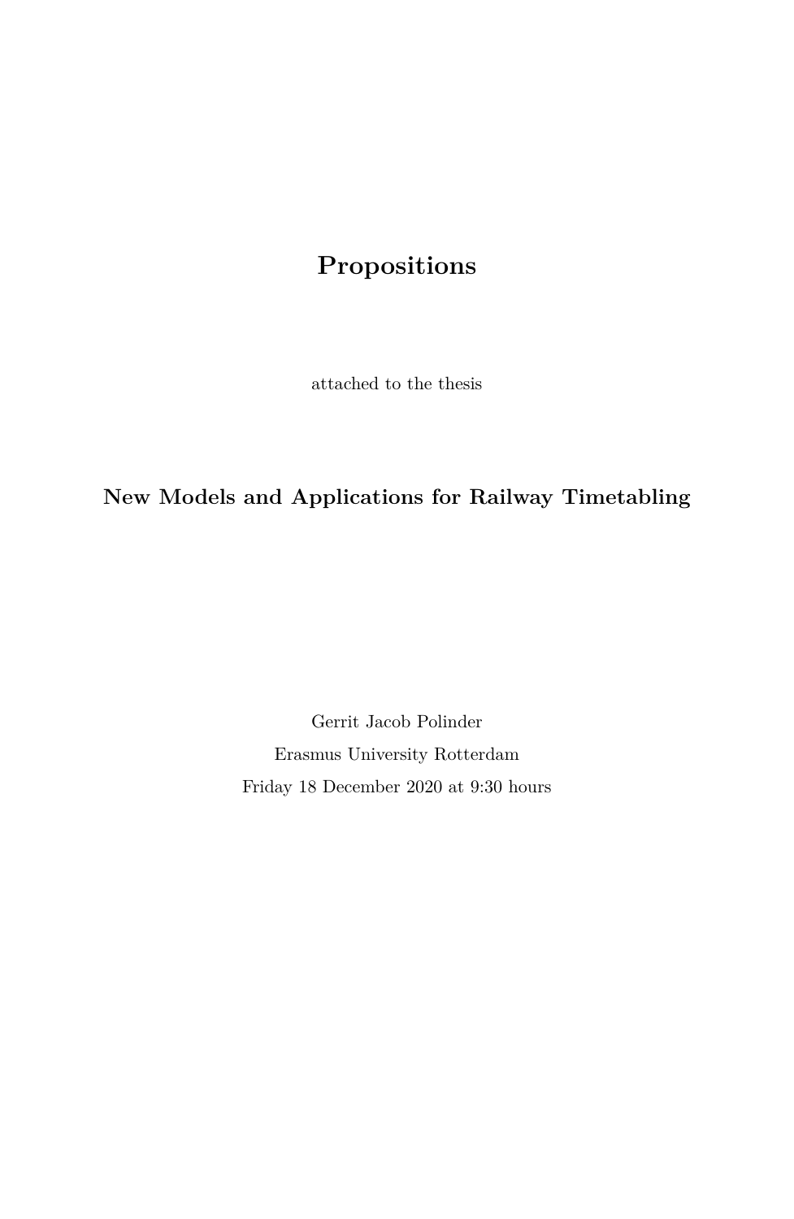# Propositions

attached to the thesis

## New Models and Applications for Railway Timetabling

Gerrit Jacob Polinder

Erasmus University Rotterdam

Friday 18 December 2020 at 9:30 hours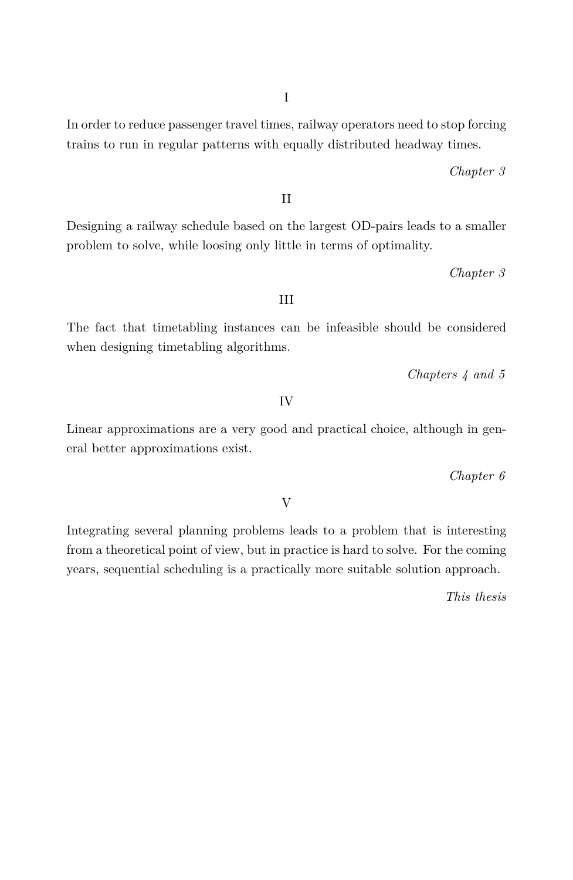I

In order to reduce passenger travel times, railway operators need to stop forcing trains to run in regular patterns with equally distributed headway times.

*Chapter 3*

II

Designing a railway schedule based on the largest OD-pairs leads to a smaller problem to solve, while loosing only little in terms of optimality.

*Chapter 3*

III

The fact that timetabling instances can be infeasible should be considered when designing timetabling algorithms.

*Chapters 4 and 5*

IV

Linear approximations are a very good and practical choice, although in general better approximations exist.

*Chapter 6*

V

Integrating several planning problems leads to a problem that is interesting from a theoretical point of view, but in practice is hard to solve. For the coming years, sequential scheduling is a practically more suitable solution approach.

*This thesis*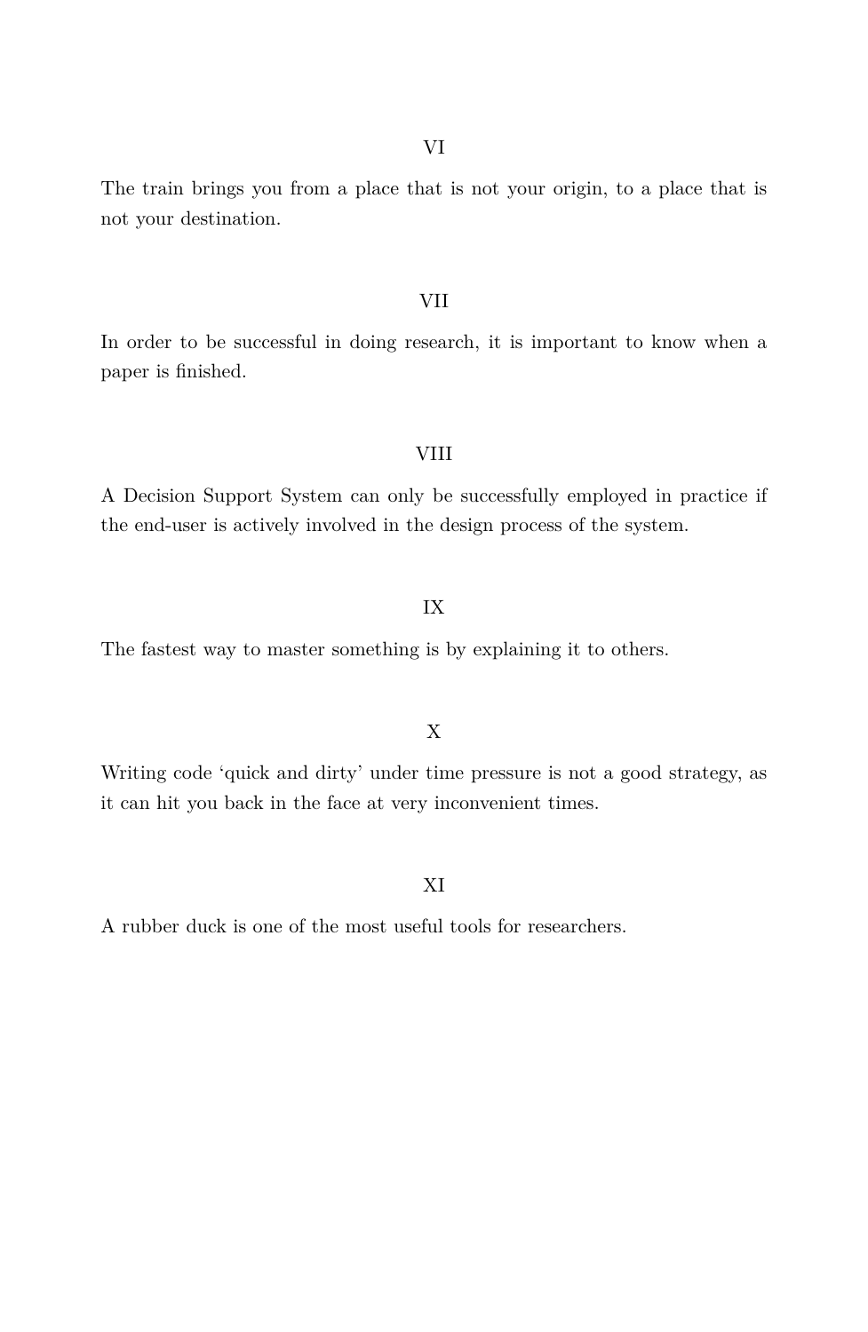VI

The train brings you from a place that is not your origin, to a place that is not your destination.

VII

In order to be successful in doing research, it is important to know when a paper is finished.

VIII

A Decision Support System can only be successfully employed in practice if the end-user is actively involved in the design process of the system.

IX

The fastest way to master something is by explaining it to others.

X

Writing code ‘quick and dirty’ under time pressure is not a good strategy, as it can hit you back in the face at very inconvenient times.

XI

A rubber duck is one of the most useful tools for researchers.